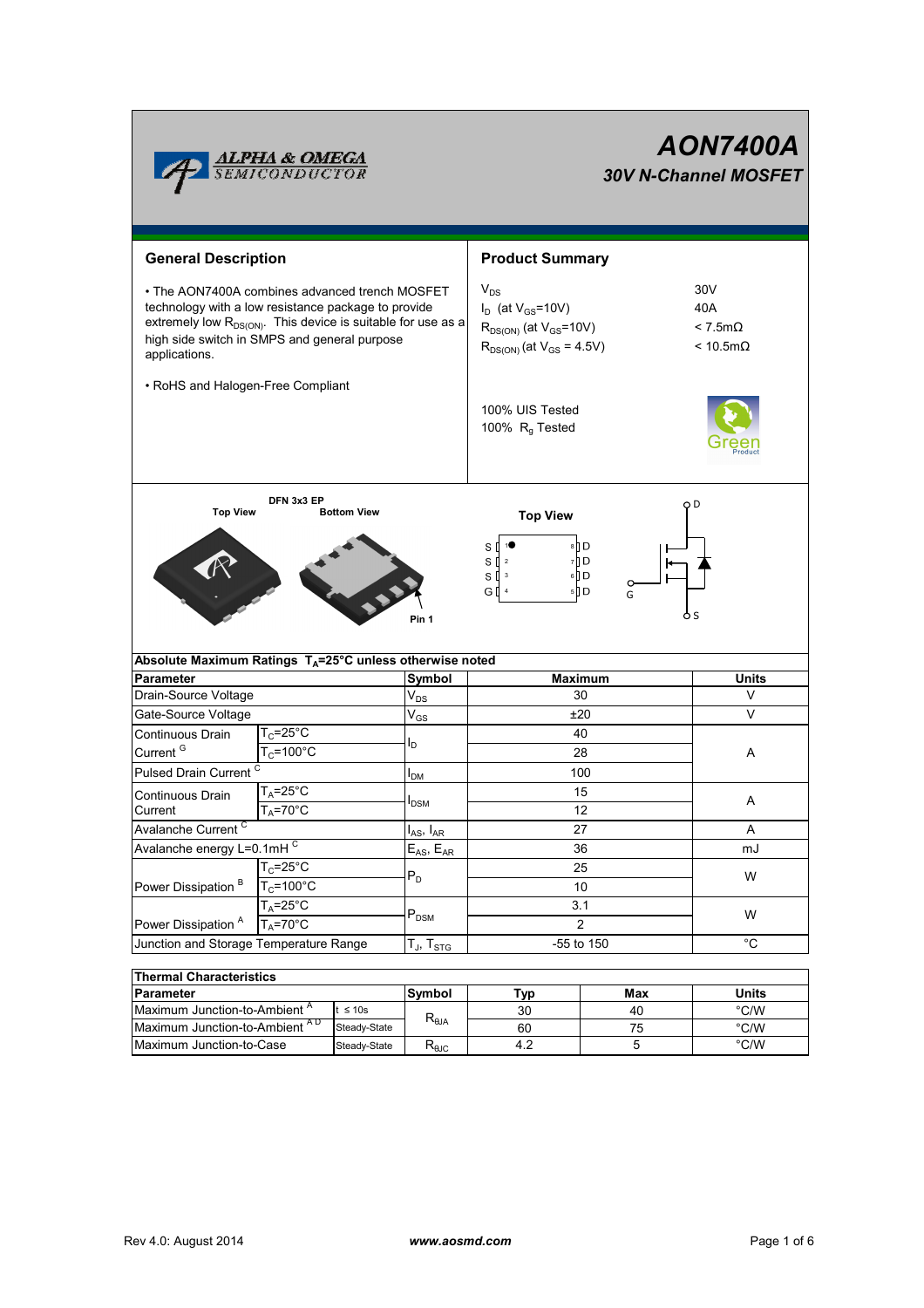# AON7400A

## 30V N-Channel MOSFET

## General Description

• The AON7400A combines advanced trench MOSFET technology with a low resistance package to provide extremely low $R_{DS(ON)}$. This device is suitable for use as a high side switch in SMPS and general purpose applications.

• RoHS and Halogen-Free Compliant

## Product Summary

| | |
|---|---|
| $V_{DS}$ | 30V |
| $I_D$ (at $V_{GS}$=10V) | 40A |
| $R_{DS(ON)}$ (at $V_{GS}$=10V) | < 7.5mΩ |
| $R_{DS(ON)}$ (at $V_{GS}$ = 4.5V) | < 10.5mΩ |

100% UIS Tested
100% $R_g$ Tested

DFN 3x3 EP

Top View    Bottom View    Pin 1

Top View

S 1 ● 8 D
S 2 7 D
S 3 6 D
G 4 5 D

| Absolute Maximum Ratings $T_A$=25°C unless otherwise noted | | | | |
|---|---|---|---|---|
| **Parameter** | | **Symbol** | **Maximum** | **Units** |
| Drain-Source Voltage | | $V_{DS}$ | 30 | V |
| Gate-Source Voltage | | $V_{GS}$ | ±20 | V |
| Continuous Drain Current [G] | $T_C$=25°C | $I_D$ | 40 | A |
| | $T_C$=100°C | | 28 | |
| Pulsed Drain Current [C] | | $I_{DM}$ | 100 | |
| Continuous Drain Current | $T_A$=25°C | $I_{DSM}$ | 15 | A |
| | $T_A$=70°C | | 12 | |
| Avalanche Current [C] | | $I_{AS}$, $I_{AR}$ | 27 | A |
| Avalanche energy L=0.1mH [C] | | $E_{AS}$, $E_{AR}$ | 36 | mJ |
| Power Dissipation [B] | $T_C$=25°C | $P_D$ | 25 | W |
| | $T_C$=100°C | | 10 | |
| Power Dissipation [A] | $T_A$=25°C | $P_{DSM}$ | 3.1 | W |
| | $T_A$=70°C | | 2 | |
| Junction and Storage Temperature Range | | $T_J$, $T_{STG}$ | -55 to 150 | °C |

| Thermal Characteristics | | | | | |
|---|---|---|---|---|---|
| **Parameter** | | **Symbol** | **Typ** | **Max** | **Units** |
| Maximum Junction-to-Ambient [A] | t ≤ 10s | $R_{\theta JA}$ | 30 | 40 | °C/W |
| Maximum Junction-to-Ambient [A D] | Steady-State | | 60 | 75 | °C/W |
| Maximum Junction-to-Case | Steady-State | $R_{\theta JC}$ | 4.2 | 5 | °C/W |

Rev 4.0: August 2014    www.aosmd.com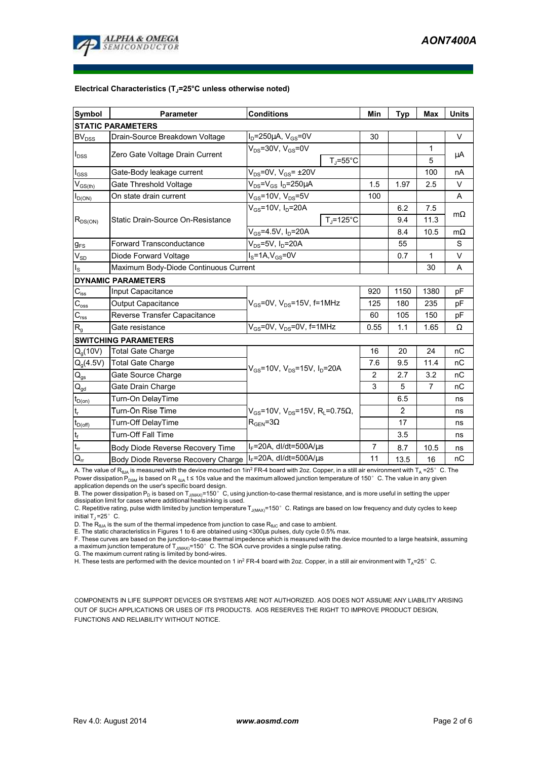**Electrical Characteristics ($T_J$=25°C unless otherwise noted)**

| Symbol | Parameter | Conditions | | Min | Typ | Max | Units |
|---|---|---|---|---|---|---|---|
| **STATIC PARAMETERS** | | | | | | | |
| $BV_{DSS}$ | Drain-Source Breakdown Voltage | $I_D$=250µA, $V_{GS}$=0V | | 30 | | | V |
| $I_{DSS}$ | Zero Gate Voltage Drain Current | $V_{DS}$=30V, $V_{GS}$=0V | | | | 1 | µA |
| | | | $T_J$=55°C | | | 5 | |
| $I_{GSS}$ | Gate-Body leakage current | $V_{DS}$=0V, $V_{GS}$= ±20V | | | | 100 | nA |
| $V_{GS(th)}$ | Gate Threshold Voltage | $V_{DS}$=$V_{GS}$ $I_D$=250µA | | 1.5 | 1.97 | 2.5 | V |
| $I_{D(ON)}$ | On state drain current | $V_{GS}$=10V, $V_{DS}$=5V | | 100 | | | A |
| $R_{DS(ON)}$ | Static Drain-Source On-Resistance | $V_{GS}$=10V, $I_D$=20A | | | 6.2 | 7.5 | mΩ |
| | | | $T_J$=125°C | | 9.4 | 11.3 | |
| | | $V_{GS}$=4.5V, $I_D$=20A | | | 8.4 | 10.5 | mΩ |
| $g_{FS}$ | Forward Transconductance | $V_{DS}$=5V, $I_D$=20A | | | 55 | | S |
| $V_{SD}$ | Diode Forward Voltage | $I_S$=1A,$V_{GS}$=0V | | | 0.7 | 1 | V |
| $I_S$ | Maximum Body-Diode Continuous Current | | | | | 30 | A |
| **DYNAMIC PARAMETERS** | | | | | | | |
| $C_{iss}$ | Input Capacitance | $V_{GS}$=0V, $V_{DS}$=15V, f=1MHz | | 920 | 1150 | 1380 | pF |
| $C_{oss}$ | Output Capacitance | | | 125 | 180 | 235 | pF |
| $C_{rss}$ | Reverse Transfer Capacitance | | | 60 | 105 | 150 | pF |
| $R_g$ | Gate resistance | $V_{GS}$=0V, $V_{DS}$=0V, f=1MHz | | 0.55 | 1.1 | 1.65 | Ω |
| **SWITCHING PARAMETERS** | | | | | | | |
| $Q_g$(10V) | Total Gate Charge | $V_{GS}$=10V, $V_{DS}$=15V, $I_D$=20A | | 16 | 20 | 24 | nC |
| $Q_g$(4.5V) | Total Gate Charge | | | 7.6 | 9.5 | 11.4 | nC |
| $Q_{gs}$ | Gate Source Charge | | | 2 | 2.7 | 3.2 | nC |
| $Q_{gd}$ | Gate Drain Charge | | | 3 | 5 | 7 | nC |
| $t_{D(on)}$ | Turn-On DelayTime | $V_{GS}$=10V, $V_{DS}$=15V, $R_L$=0.75Ω, $R_{GEN}$=3Ω | | | 6.5 | | ns |
| $t_r$ | Turn-On Rise Time | | | | 2 | | ns |
| $t_{D(off)}$ | Turn-Off DelayTime | | | | 17 | | ns |
| $t_f$ | Turn-Off Fall Time | | | | 3.5 | | ns |
| $t_{rr}$ | Body Diode Reverse Recovery Time | $I_F$=20A, dI/dt=500A/µs | | 7 | 8.7 | 10.5 | ns |
| $Q_{rr}$ | Body Diode Reverse Recovery Charge | $I_F$=20A, dI/dt=500A/µs | | 11 | 13.5 | 16 | nC |

A. The value of $R_{\theta JA}$ is measured with the device mounted on 1in² FR-4 board with 2oz. Copper, in a still air environment with $T_A$ =25°C. The Power dissipation $P_{DSM}$ is based on $R_{\theta JA}$ t ≤ 10s value and the maximum allowed junction temperature of 150°C. The value in any given application depends on the user's specific board design.
B. The power dissipation $P_D$ is based on $T_{J(MAX)}$=150°C, using junction-to-case thermal resistance, and is more useful in setting the upper dissipation limit for cases where additional heatsinking is used.
C. Repetitive rating, pulse width limited by junction temperature $T_{J(MAX)}$=150°C. Ratings are based on low frequency and duty cycles to keep initial $T_J$=25°C.
D. The $R_{\theta JA}$ is the sum of the thermal impedence from junction to case $R_{\theta JC}$ and case to ambient.
E. The static characteristics in Figures 1 to 6 are obtained using <300µs pulses, duty cycle 0.5% max.
F. These curves are based on the junction-to-case thermal impedence which is measured with the device mounted to a large heatsink, assuming a maximum junction temperature of $T_{J(MAX)}$=150°C. The SOA curve provides a single pulse rating.
G. The maximum current rating is limited by bond-wires.
H. These tests are performed with the device mounted on 1 in² FR-4 board with 2oz. Copper, in a still air environment with $T_A$=25°C.

COMPONENTS IN LIFE SUPPORT DEVICES OR SYSTEMS ARE NOT AUTHORIZED. AOS DOES NOT ASSUME ANY LIABILITY ARISING OUT OF SUCH APPLICATIONS OR USES OF ITS PRODUCTS. AOS RESERVES THE RIGHT TO IMPROVE PRODUCT DESIGN, FUNCTIONS AND RELIABILITY WITHOUT NOTICE.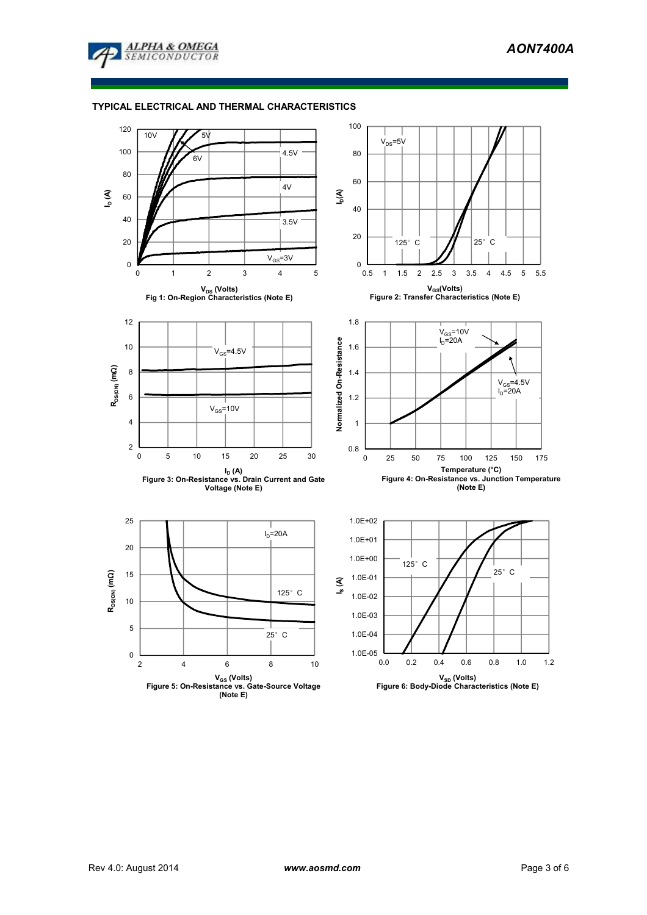## TYPICAL ELECTRICAL AND THERMAL CHARACTERISTICS

Fig 1: On-Region Characteristics (Note E)

Figure 2: Transfer Characteristics (Note E)

Figure 3: On-Resistance vs. Drain Current and Gate Voltage (Note E)

Figure 4: On-Resistance vs. Junction Temperature (Note E)

Figure 5: On-Resistance vs. Gate-Source Voltage (Note E)

Figure 6: Body-Diode Characteristics (Note E)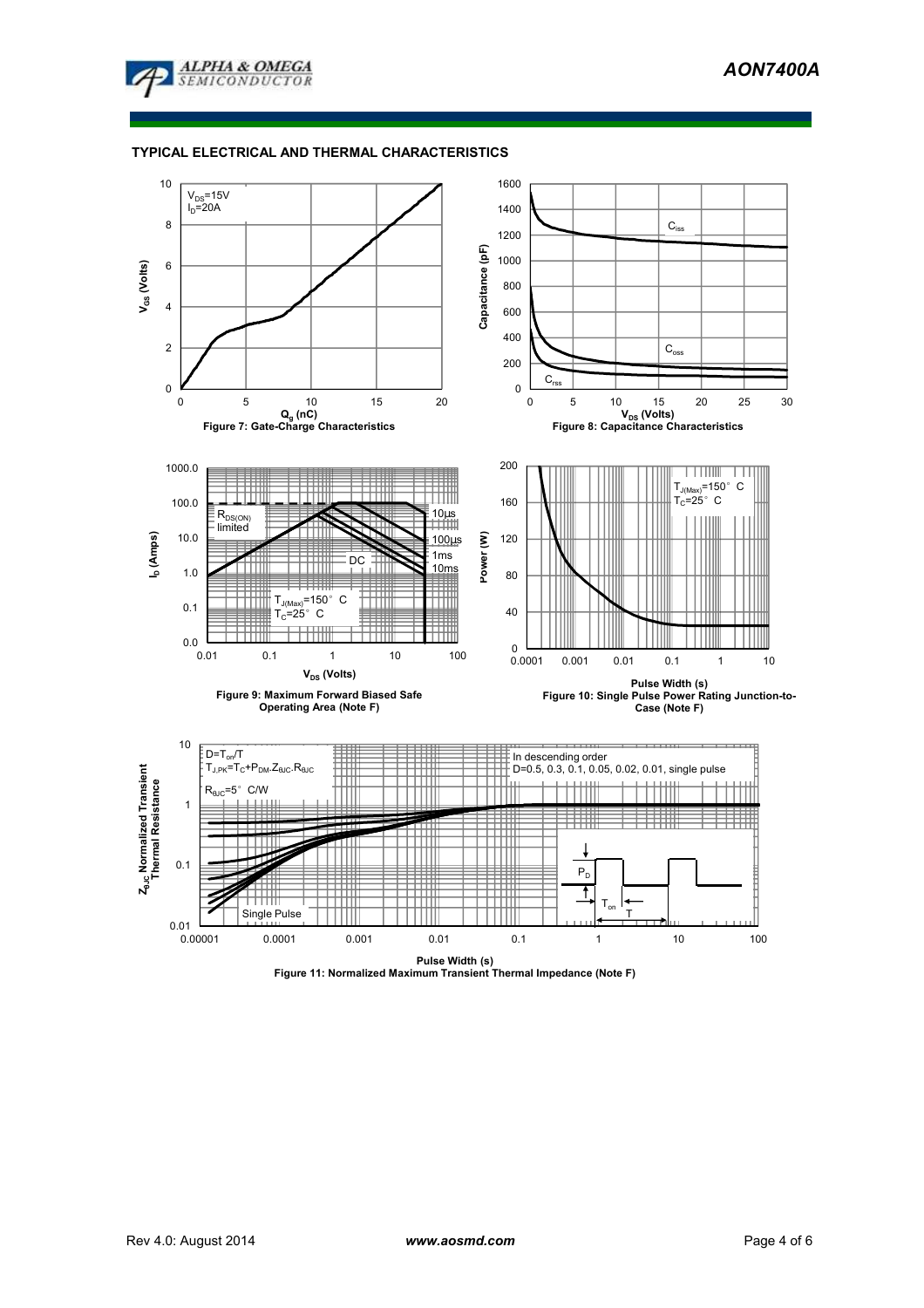## TYPICAL ELECTRICAL AND THERMAL CHARACTERISTICS

$V_{DS}$=15V
$I_D$=20A

$V_{GS}$ (Volts)

$Q_g$ (nC)

Figure 7: Gate-Charge Characteristics

$C_{iss}$

$C_{oss}$

$C_{rss}$

Capacitance (pF)

$V_{DS}$ (Volts)

Figure 8: Capacitance Characteristics

$R_{DS(ON)}$ limited

10µs

100µs

1ms

10ms

DC

$T_{J(Max)}$=150° C
$T_C$=25° C

$I_D$ (Amps)

$V_{DS}$ (Volts)

Figure 9: Maximum Forward Biased Safe Operating Area (Note F)

$T_{J(Max)}$=150° C
$T_C$=25° C

Power (W)

Pulse Width (s)

Figure 10: Single Pulse Power Rating Junction-to-Case (Note F)

$D=T_{on}/T$
$T_{J,PK}=T_C+P_{DM}.Z_{\theta JC}.R_{\theta JC}$

$R_{\theta JC}$=5° C/W

In descending order
D=0.5, 0.3, 0.1, 0.05, 0.02, 0.01, single pulse

Single Pulse

$P_D$

$T_{on}$

T

$Z_{\theta JC}$ Normalized Transient Thermal Resistance

Pulse Width (s)

Figure 11: Normalized Maximum Transient Thermal Impedance (Note F)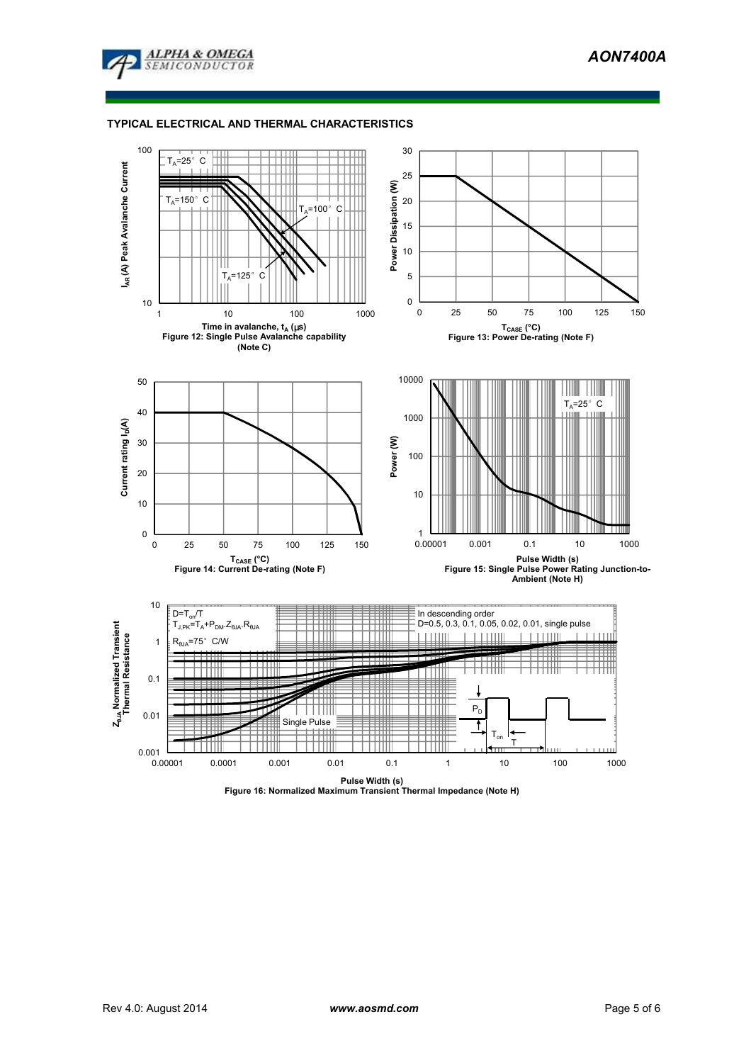## TYPICAL ELECTRICAL AND THERMAL CHARACTERISTICS

Figure 12: Single Pulse Avalanche capability (Note C)

Figure 13: Power De-rating (Note F)

Figure 14: Current De-rating (Note F)

Figure 15: Single Pulse Power Rating Junction-to-Ambient (Note H)

Figure 16: Normalized Maximum Transient Thermal Impedance (Note H)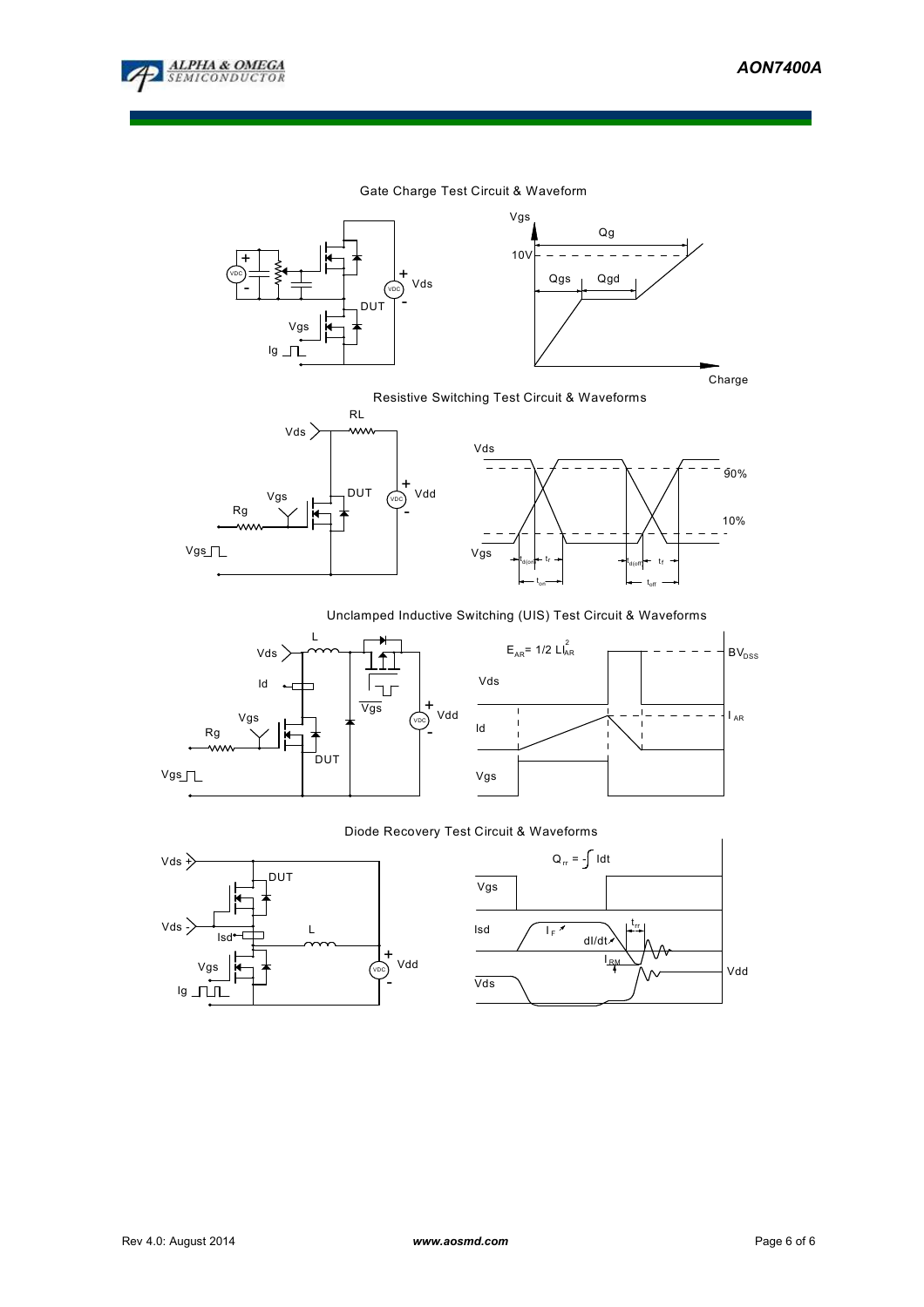## Gate Charge Test Circuit & Waveform

VDC
+
-
DUT
Vds
+
-
VDC
Vgs
Ig

Vgs
Qg
10V
Qgs
Qgd
Charge

## Resistive Switching Test Circuit & Waveforms

RL
Vds
Vgs
DUT
Rg
+
VDC
Vdd
-
Vgs

Vds
90%
10%
Vgs
$t_{d(on)}$
$t_r$
$t_{on}$
$t_{d(off)}$
$t_f$
$t_{off}$

## Unclamped Inductive Switching (UIS) Test Circuit & Waveforms

L
Vds
Id
Vgs
Vgs
Rg
DUT
+
VDC
Vdd
-
Vgs

$E_{AR} = 1/2\ LI_{AR}^2$
$BV_{DSS}$
Vds
Id
$I_{AR}$
Vgs

## Diode Recovery Test Circuit & Waveforms

Vds +
DUT
Vds -
Isd
L
Vgs
Ig
+
VDC
Vdd
-

$Q_{rr} = -\int Idt$
Vgs
Isd
$I_F$
dI/dt
$t_{rr}$
$I_{RM}$
Vds
Vdd